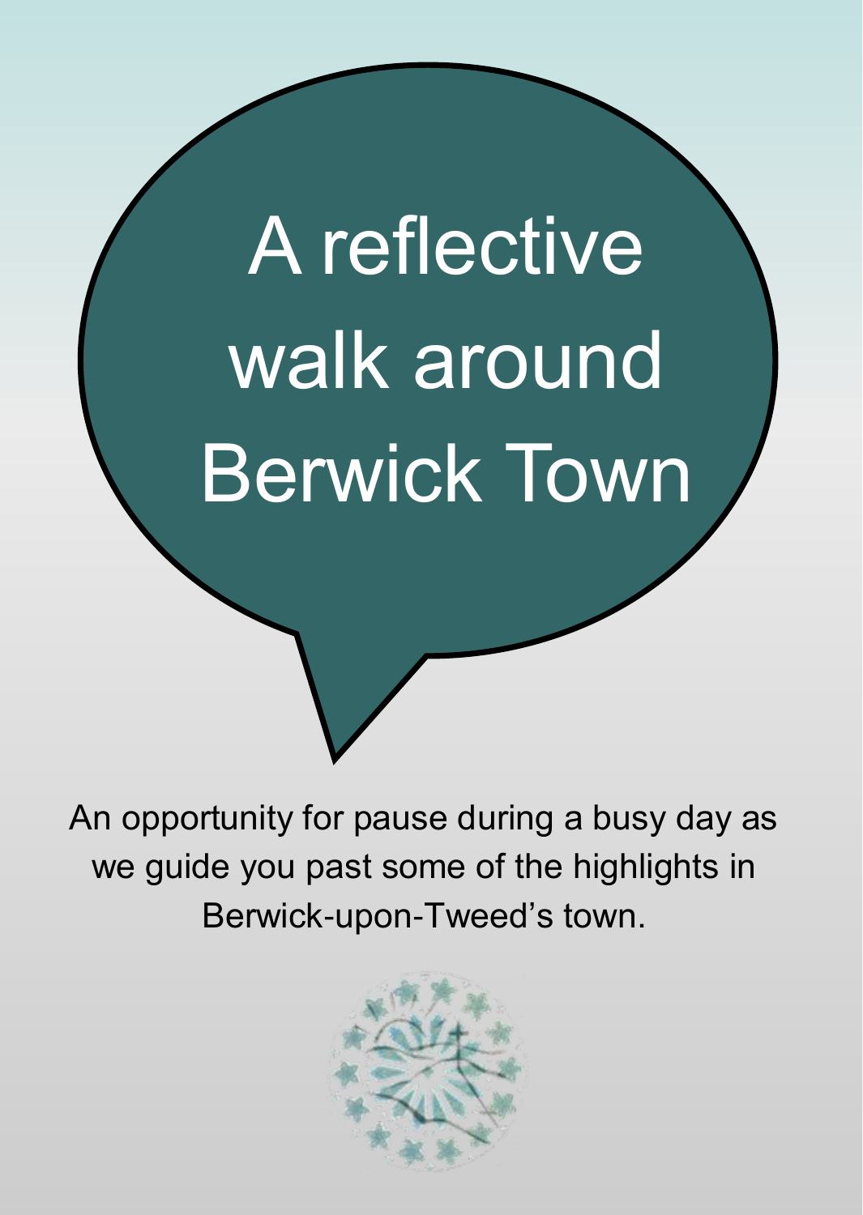# A reflective walk around Berwick Town

An opportunity for pause during a busy day as we guide you past some of the highlights in Berwick-upon-Tweed's town.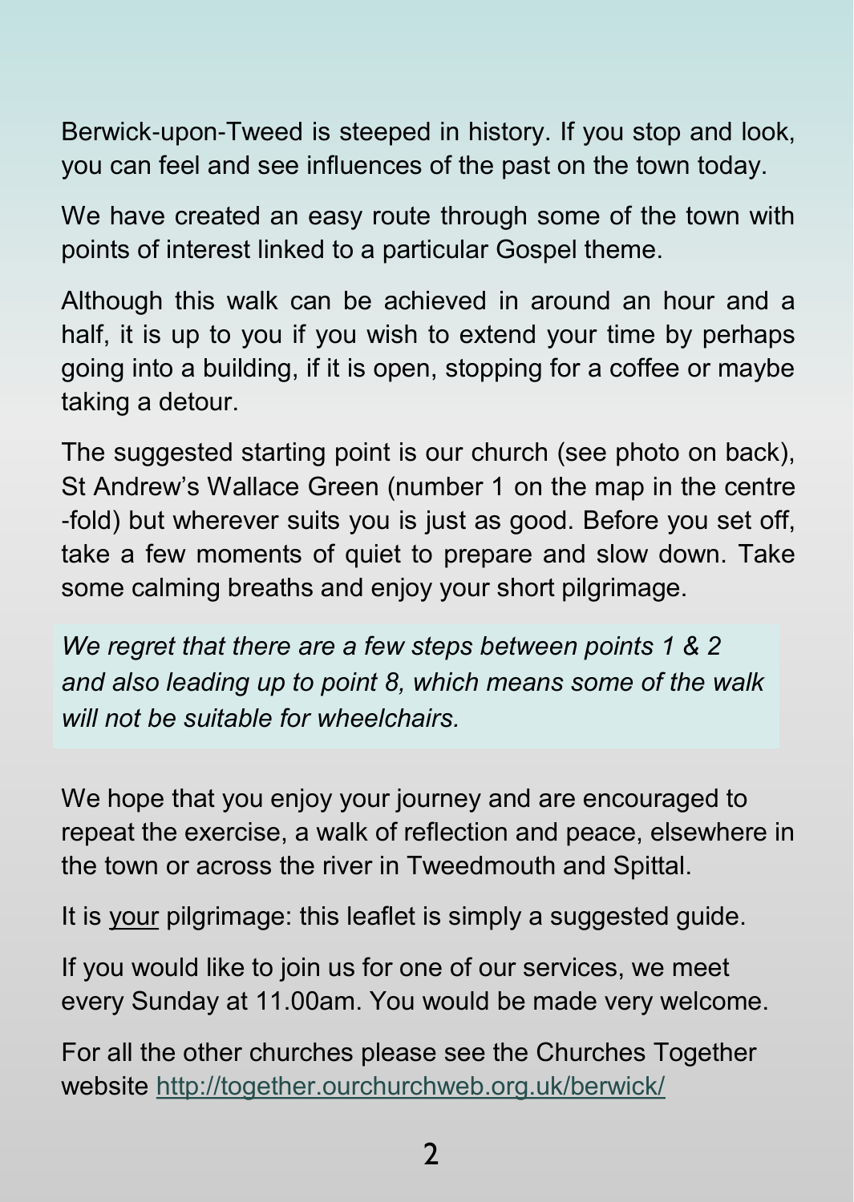Berwick-upon-Tweed is steeped in history. If you stop and look, you can feel and see influences of the past on the town today.

We have created an easy route through some of the town with points of interest linked to a particular Gospel theme.

Although this walk can be achieved in around an hour and a half, it is up to you if you wish to extend your time by perhaps going into a building, if it is open, stopping for a coffee or maybe taking a detour.

The suggested starting point is our church (see photo on back), St Andrew's Wallace Green (number 1 on the map in the centre-fold) but wherever suits you is just as good. Before you set off, take a few moments of quiet to prepare and slow down. Take some calming breaths and enjoy your short pilgrimage.

*We regret that there are a few steps between points 1 & 2 and also leading up to point 8, which means some of the walk will not be suitable for wheelchairs.*

We hope that you enjoy your journey and are encouraged to repeat the exercise, a walk of reflection and peace, elsewhere in the town or across the river in Tweedmouth and Spittal.

It is <u>your</u> pilgrimage: this leaflet is simply a suggested guide.

If you would like to join us for one of our services, we meet every Sunday at 11.00am. You would be made very welcome.

For all the other churches please see the Churches Together website [http://together.ourchurchweb.org.uk/berwick/](http://together.ourchurchweb.org.uk/berwick/)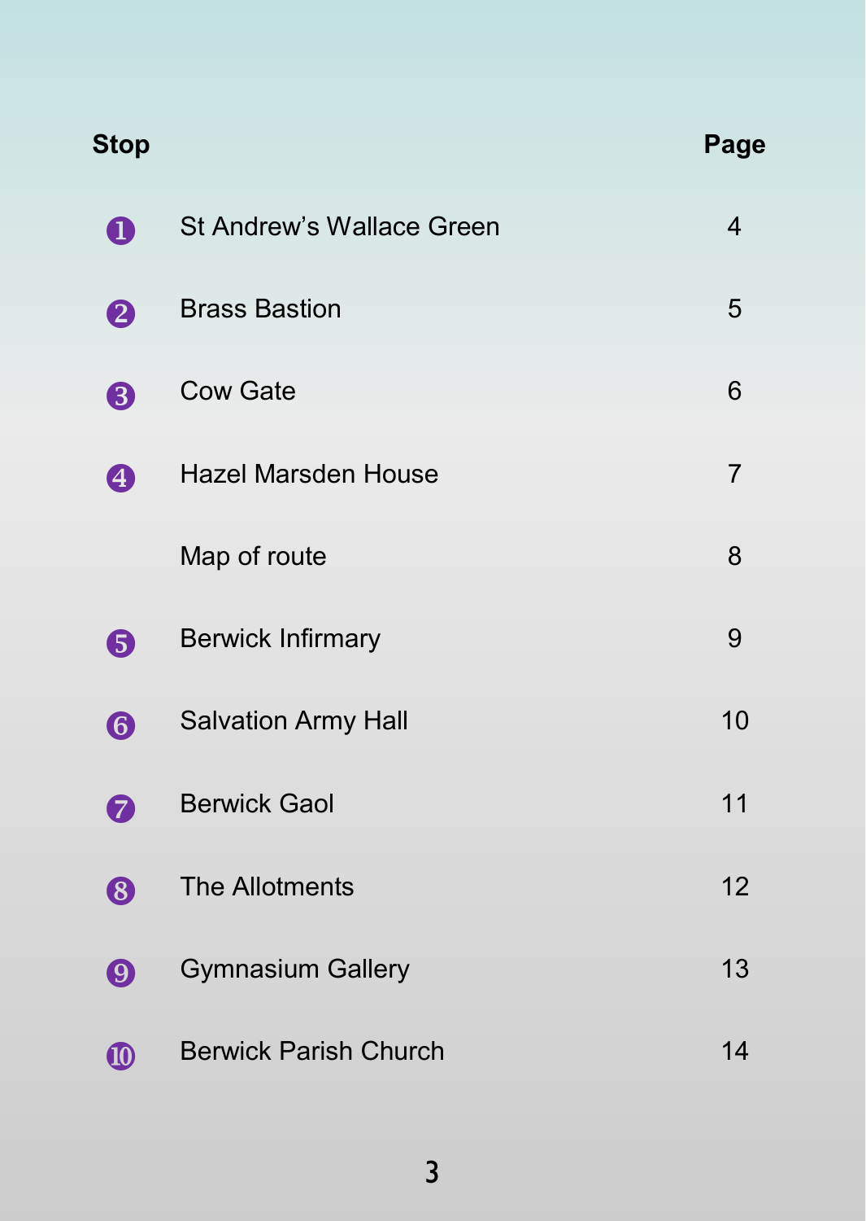| Stop | | Page |
|---|---|---|
| 1 | St Andrew’s Wallace Green | 4 |
| 2 | Brass Bastion | 5 |
| 3 | Cow Gate | 6 |
| 4 | Hazel Marsden House | 7 |
| | Map of route | 8 |
| 5 | Berwick Infirmary | 9 |
| 6 | Salvation Army Hall | 10 |
| 7 | Berwick Gaol | 11 |
| 8 | The Allotments | 12 |
| 9 | Gymnasium Gallery | 13 |
| 10 | Berwick Parish Church | 14 |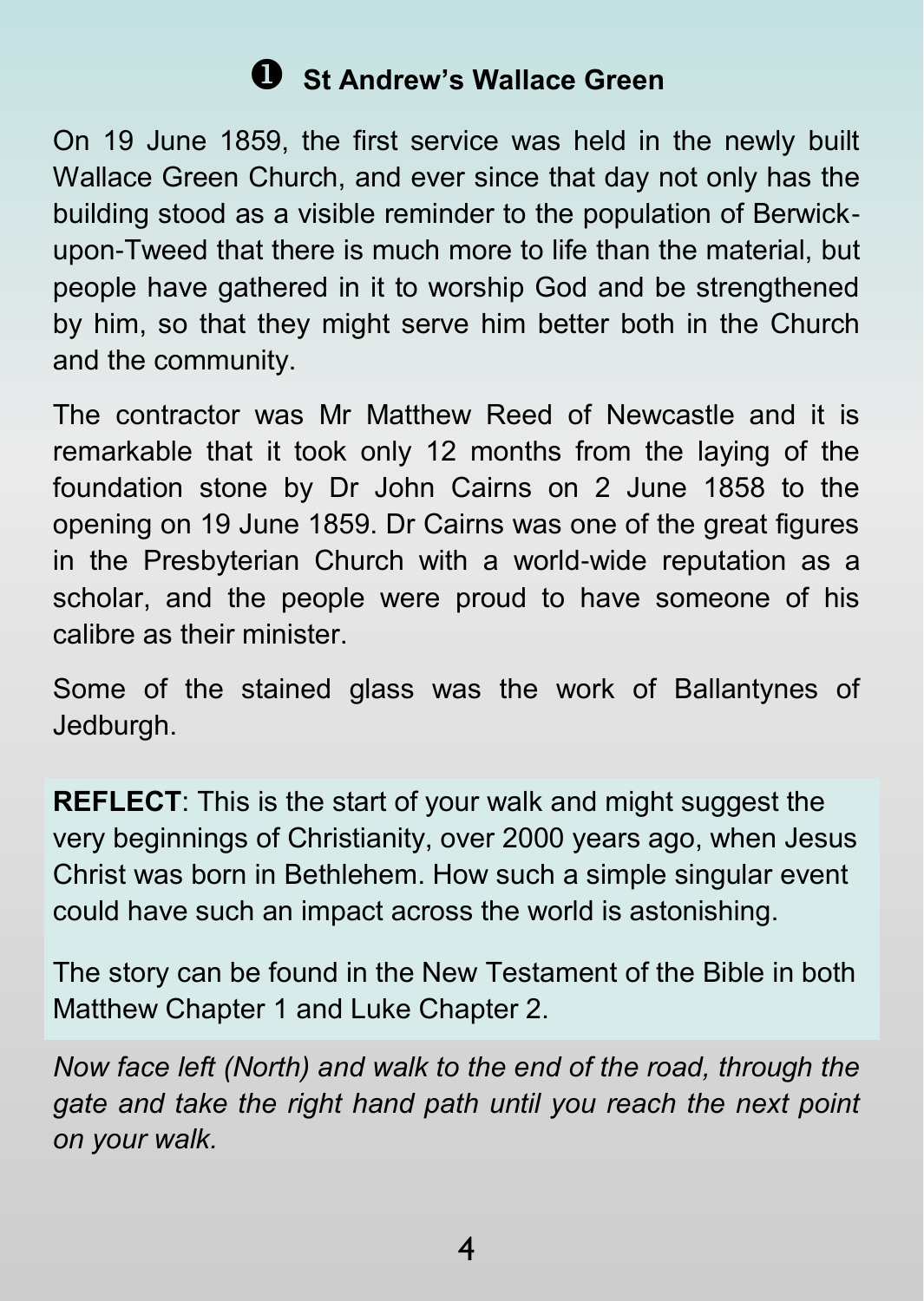## ❶ St Andrew's Wallace Green

On 19 June 1859, the first service was held in the newly built Wallace Green Church, and ever since that day not only has the building stood as a visible reminder to the population of Berwick-upon-Tweed that there is much more to life than the material, but people have gathered in it to worship God and be strengthened by him, so that they might serve him better both in the Church and the community.

The contractor was Mr Matthew Reed of Newcastle and it is remarkable that it took only 12 months from the laying of the foundation stone by Dr John Cairns on 2 June 1858 to the opening on 19 June 1859. Dr Cairns was one of the great figures in the Presbyterian Church with a world-wide reputation as a scholar, and the people were proud to have someone of his calibre as their minister.

Some of the stained glass was the work of Ballantynes of Jedburgh.

**REFLECT**: This is the start of your walk and might suggest the very beginnings of Christianity, over 2000 years ago, when Jesus Christ was born in Bethlehem. How such a simple singular event could have such an impact across the world is astonishing.

The story can be found in the New Testament of the Bible in both Matthew Chapter 1 and Luke Chapter 2.

*Now face left (North) and walk to the end of the road, through the gate and take the right hand path until you reach the next point on your walk.*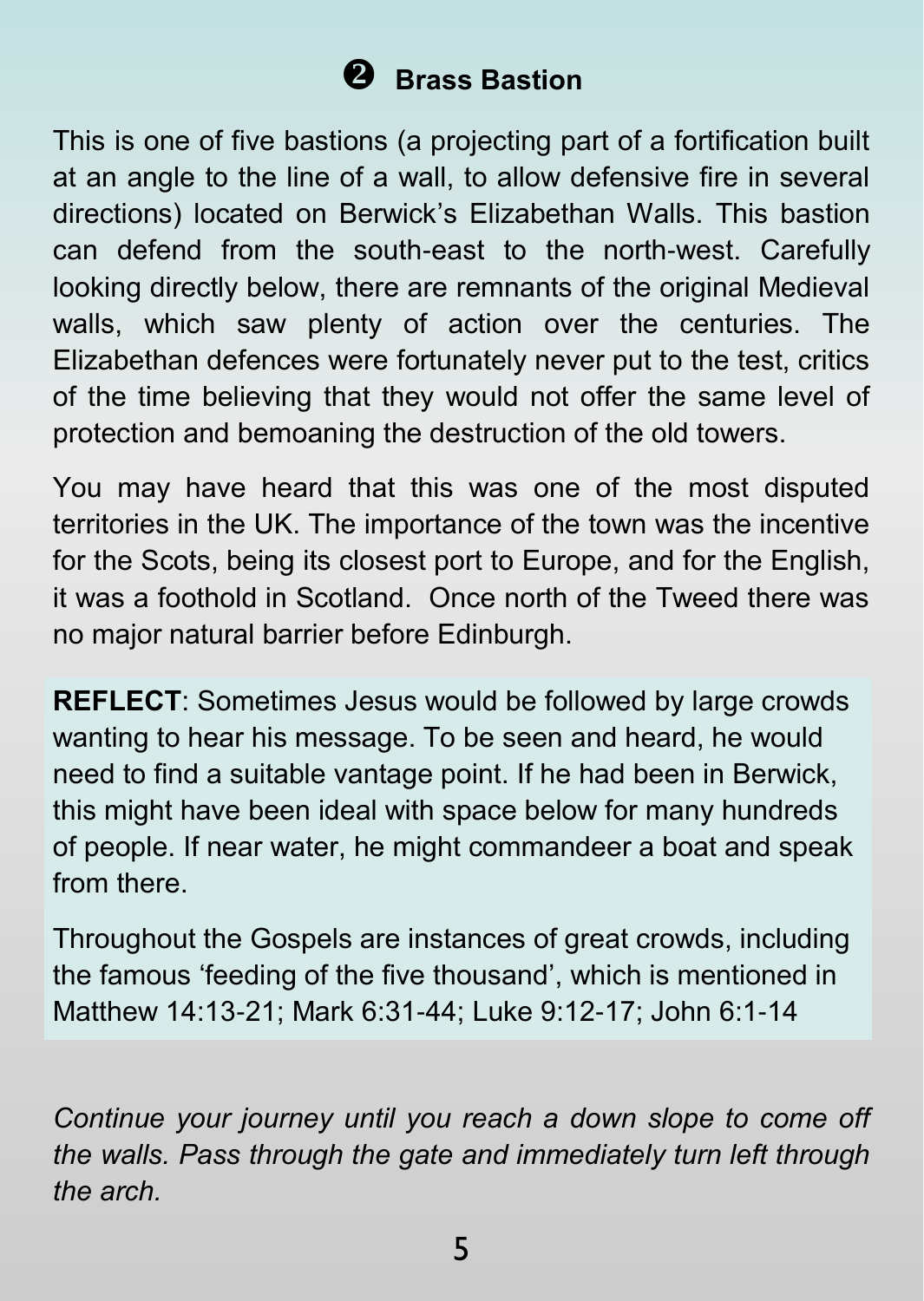## ❷ Brass Bastion

This is one of five bastions (a projecting part of a fortification built at an angle to the line of a wall, to allow defensive fire in several directions) located on Berwick's Elizabethan Walls. This bastion can defend from the south-east to the north-west. Carefully looking directly below, there are remnants of the original Medieval walls, which saw plenty of action over the centuries. The Elizabethan defences were fortunately never put to the test, critics of the time believing that they would not offer the same level of protection and bemoaning the destruction of the old towers.

You may have heard that this was one of the most disputed territories in the UK. The importance of the town was the incentive for the Scots, being its closest port to Europe, and for the English, it was a foothold in Scotland. Once north of the Tweed there was no major natural barrier before Edinburgh.

**REFLECT**: Sometimes Jesus would be followed by large crowds wanting to hear his message. To be seen and heard, he would need to find a suitable vantage point. If he had been in Berwick, this might have been ideal with space below for many hundreds of people. If near water, he might commandeer a boat and speak from there.

Throughout the Gospels are instances of great crowds, including the famous 'feeding of the five thousand', which is mentioned in Matthew 14:13-21; Mark 6:31-44; Luke 9:12-17; John 6:1-14

*Continue your journey until you reach a down slope to come off the walls. Pass through the gate and immediately turn left through the arch.*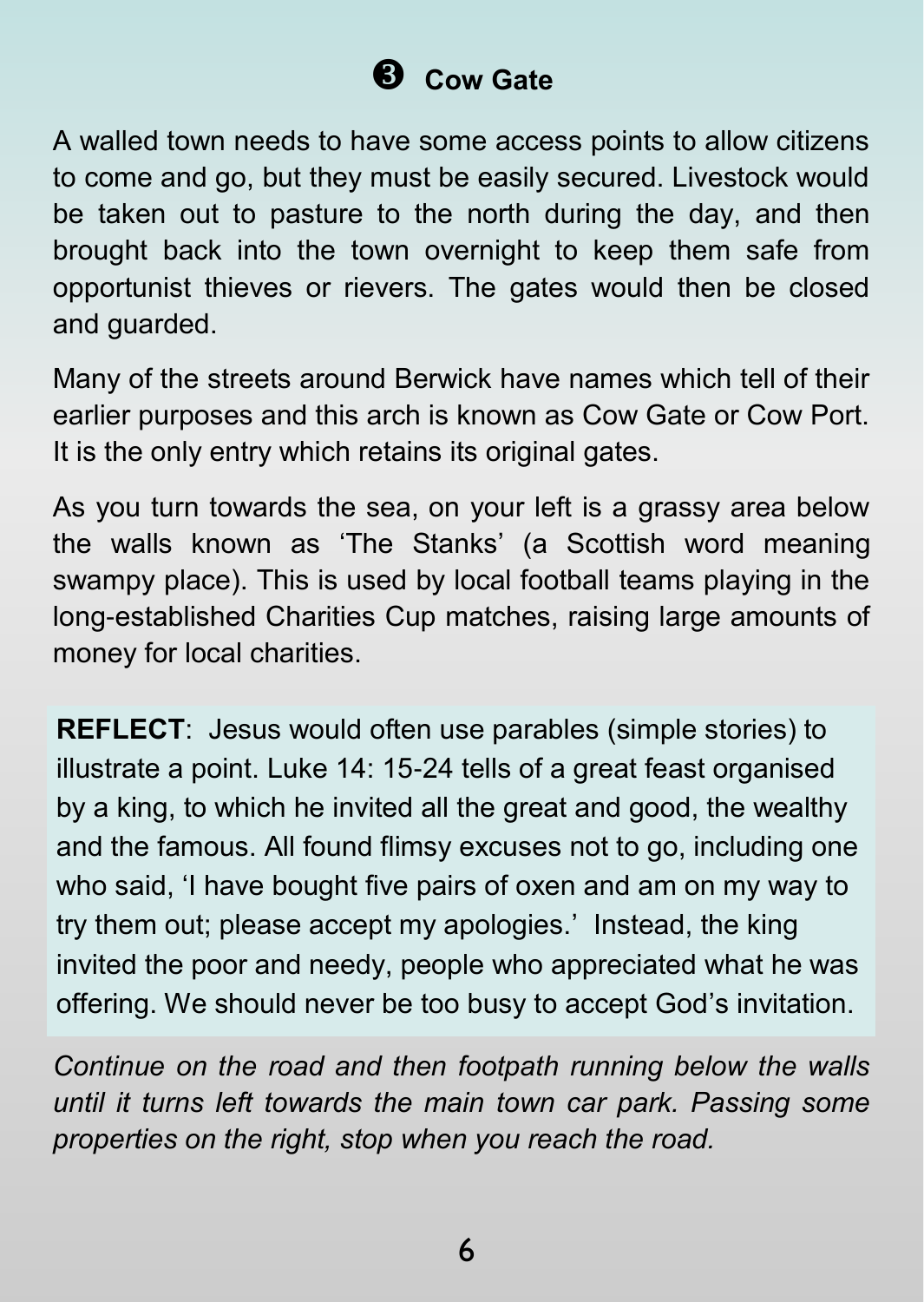## ❸ Cow Gate

A walled town needs to have some access points to allow citizens to come and go, but they must be easily secured. Livestock would be taken out to pasture to the north during the day, and then brought back into the town overnight to keep them safe from opportunist thieves or rievers. The gates would then be closed and guarded.

Many of the streets around Berwick have names which tell of their earlier purposes and this arch is known as Cow Gate or Cow Port. It is the only entry which retains its original gates.

As you turn towards the sea, on your left is a grassy area below the walls known as 'The Stanks' (a Scottish word meaning swampy place). This is used by local football teams playing in the long-established Charities Cup matches, raising large amounts of money for local charities.

**REFLECT**: Jesus would often use parables (simple stories) to illustrate a point. Luke 14: 15-24 tells of a great feast organised by a king, to which he invited all the great and good, the wealthy and the famous. All found flimsy excuses not to go, including one who said, 'I have bought five pairs of oxen and am on my way to try them out; please accept my apologies.' Instead, the king invited the poor and needy, people who appreciated what he was offering. We should never be too busy to accept God's invitation.

*Continue on the road and then footpath running below the walls until it turns left towards the main town car park. Passing some properties on the right, stop when you reach the road.*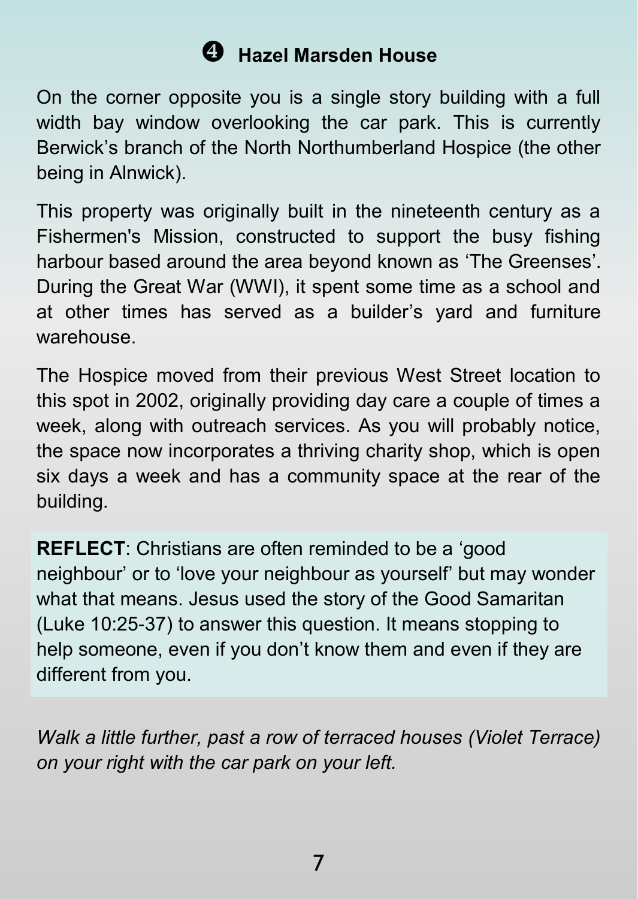## ❹ Hazel Marsden House

On the corner opposite you is a single story building with a full width bay window overlooking the car park. This is currently Berwick's branch of the North Northumberland Hospice (the other being in Alnwick).

This property was originally built in the nineteenth century as a Fishermen's Mission, constructed to support the busy fishing harbour based around the area beyond known as 'The Greenses'. During the Great War (WWI), it spent some time as a school and at other times has served as a builder's yard and furniture warehouse.

The Hospice moved from their previous West Street location to this spot in 2002, originally providing day care a couple of times a week, along with outreach services. As you will probably notice, the space now incorporates a thriving charity shop, which is open six days a week and has a community space at the rear of the building.

**REFLECT**: Christians are often reminded to be a 'good neighbour' or to 'love your neighbour as yourself' but may wonder what that means. Jesus used the story of the Good Samaritan (Luke 10:25-37) to answer this question. It means stopping to help someone, even if you don't know them and even if they are different from you.

*Walk a little further, past a row of terraced houses (Violet Terrace) on your right with the car park on your left.*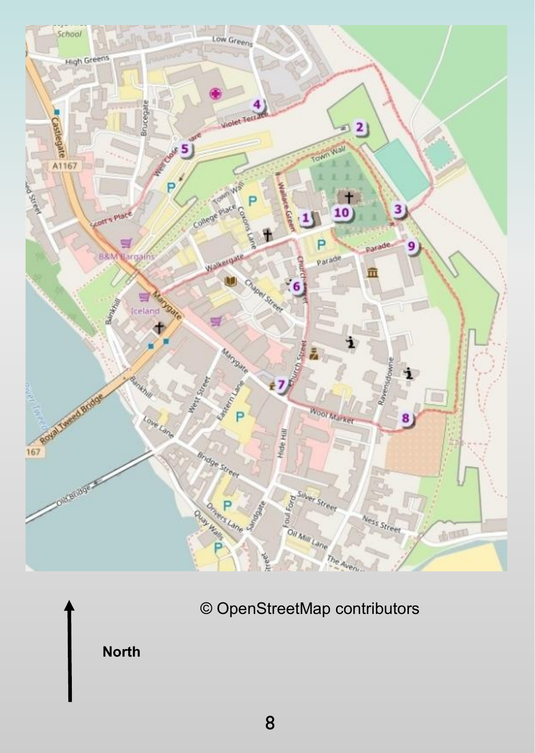© OpenStreetMap contributors

North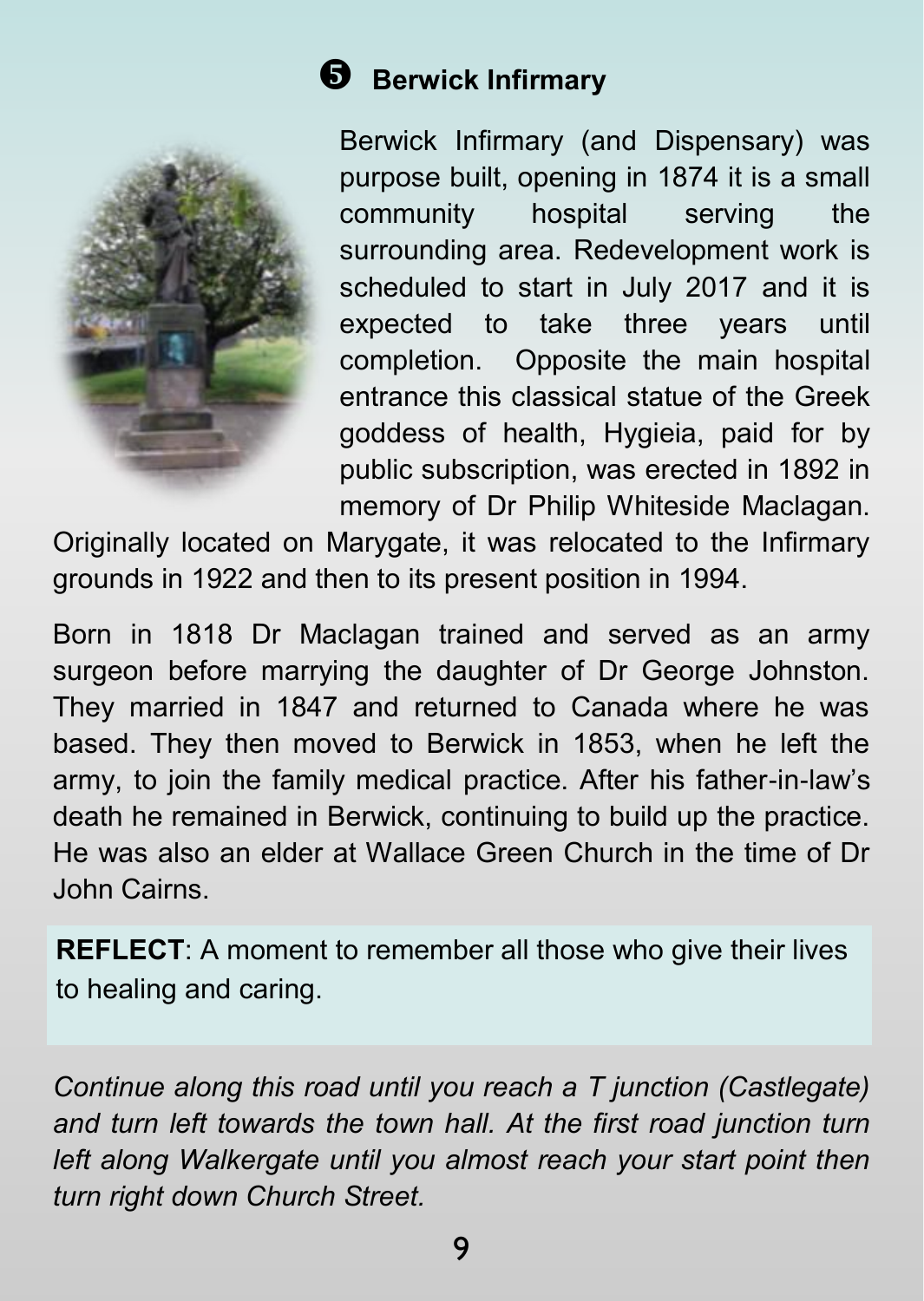## ❺ Berwick Infirmary

Berwick Infirmary (and Dispensary) was purpose built, opening in 1874 it is a small community hospital serving the surrounding area. Redevelopment work is scheduled to start in July 2017 and it is expected to take three years until completion. Opposite the main hospital entrance this classical statue of the Greek goddess of health, Hygieia, paid for by public subscription, was erected in 1892 in memory of Dr Philip Whiteside Maclagan. Originally located on Marygate, it was relocated to the Infirmary grounds in 1922 and then to its present position in 1994.

Born in 1818 Dr Maclagan trained and served as an army surgeon before marrying the daughter of Dr George Johnston. They married in 1847 and returned to Canada where he was based. They then moved to Berwick in 1853, when he left the army, to join the family medical practice. After his father-in-law's death he remained in Berwick, continuing to build up the practice. He was also an elder at Wallace Green Church in the time of Dr John Cairns.

**REFLECT**: A moment to remember all those who give their lives to healing and caring.

*Continue along this road until you reach a T junction (Castlegate) and turn left towards the town hall. At the first road junction turn left along Walkergate until you almost reach your start point then turn right down Church Street.*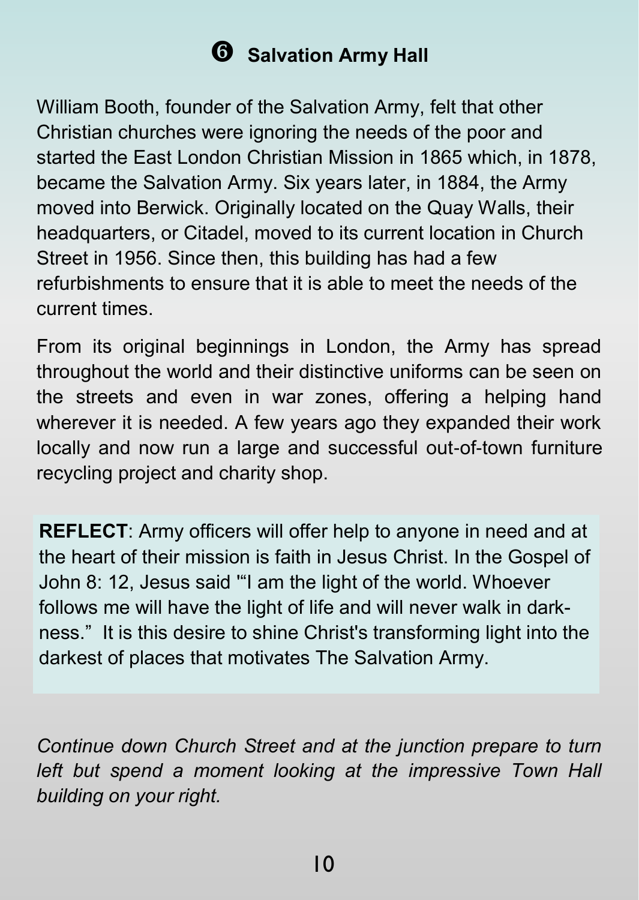## ❻ Salvation Army Hall

William Booth, founder of the Salvation Army, felt that other Christian churches were ignoring the needs of the poor and started the East London Christian Mission in 1865 which, in 1878, became the Salvation Army. Six years later, in 1884, the Army moved into Berwick. Originally located on the Quay Walls, their headquarters, or Citadel, moved to its current location in Church Street in 1956. Since then, this building has had a few refurbishments to ensure that it is able to meet the needs of the current times.

From its original beginnings in London, the Army has spread throughout the world and their distinctive uniforms can be seen on the streets and even in war zones, offering a helping hand wherever it is needed. A few years ago they expanded their work locally and now run a large and successful out-of-town furniture recycling project and charity shop.

**REFLECT**: Army officers will offer help to anyone in need and at the heart of their mission is faith in Jesus Christ. In the Gospel of John 8: 12, Jesus said '"I am the light of the world. Whoever follows me will have the light of life and will never walk in darkness." It is this desire to shine Christ's transforming light into the darkest of places that motivates The Salvation Army.

*Continue down Church Street and at the junction prepare to turn left but spend a moment looking at the impressive Town Hall building on your right.*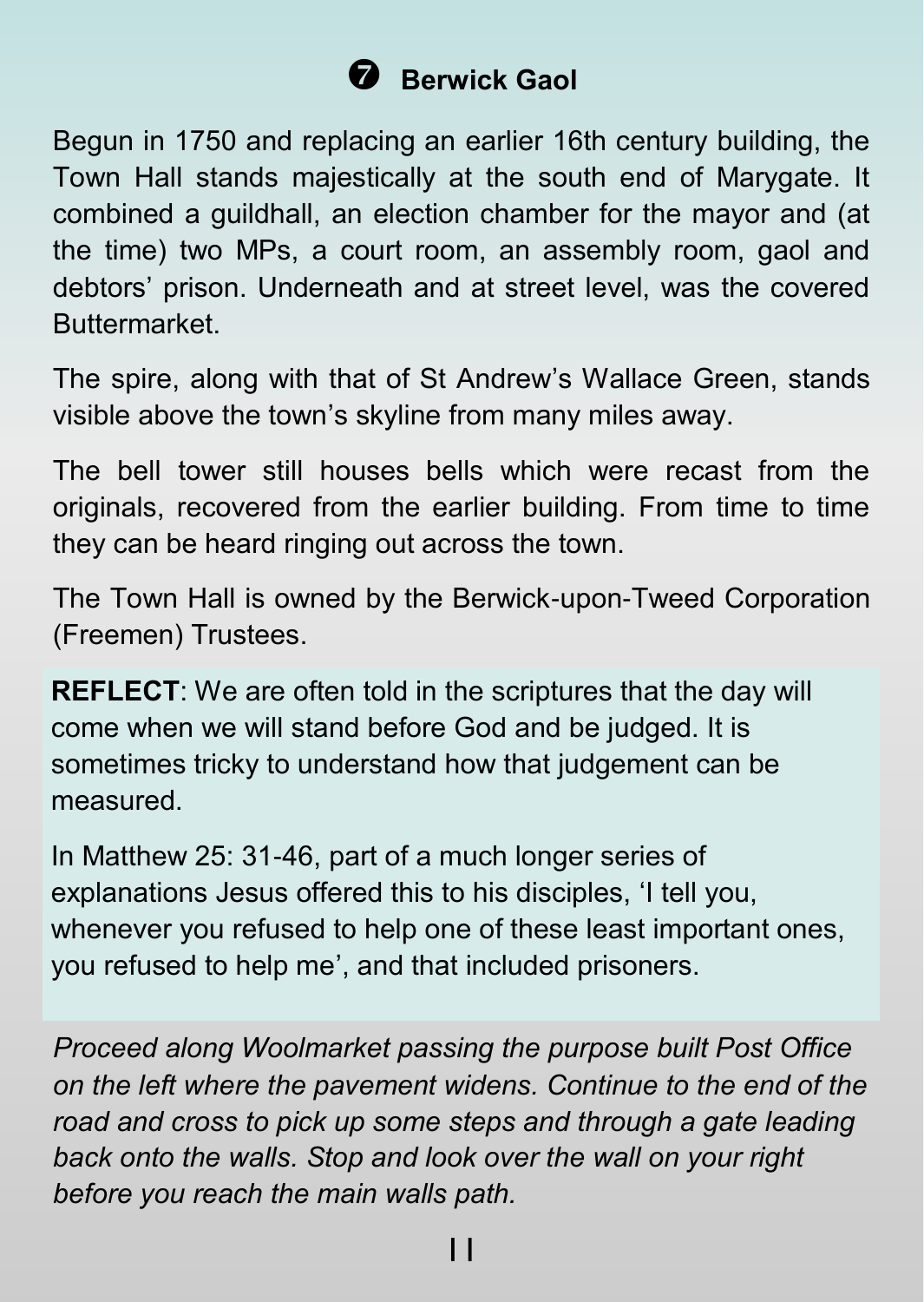## ❼ Berwick Gaol

Begun in 1750 and replacing an earlier 16th century building, the Town Hall stands majestically at the south end of Marygate. It combined a guildhall, an election chamber for the mayor and (at the time) two MPs, a court room, an assembly room, gaol and debtors' prison. Underneath and at street level, was the covered Buttermarket.

The spire, along with that of St Andrew's Wallace Green, stands visible above the town's skyline from many miles away.

The bell tower still houses bells which were recast from the originals, recovered from the earlier building. From time to time they can be heard ringing out across the town.

The Town Hall is owned by the Berwick-upon-Tweed Corporation (Freemen) Trustees.

**REFLECT**: We are often told in the scriptures that the day will come when we will stand before God and be judged. It is sometimes tricky to understand how that judgement can be measured.

In Matthew 25: 31-46, part of a much longer series of explanations Jesus offered this to his disciples, 'I tell you, whenever you refused to help one of these least important ones, you refused to help me', and that included prisoners.

*Proceed along Woolmarket passing the purpose built Post Office on the left where the pavement widens. Continue to the end of the road and cross to pick up some steps and through a gate leading back onto the walls. Stop and look over the wall on your right before you reach the main walls path.*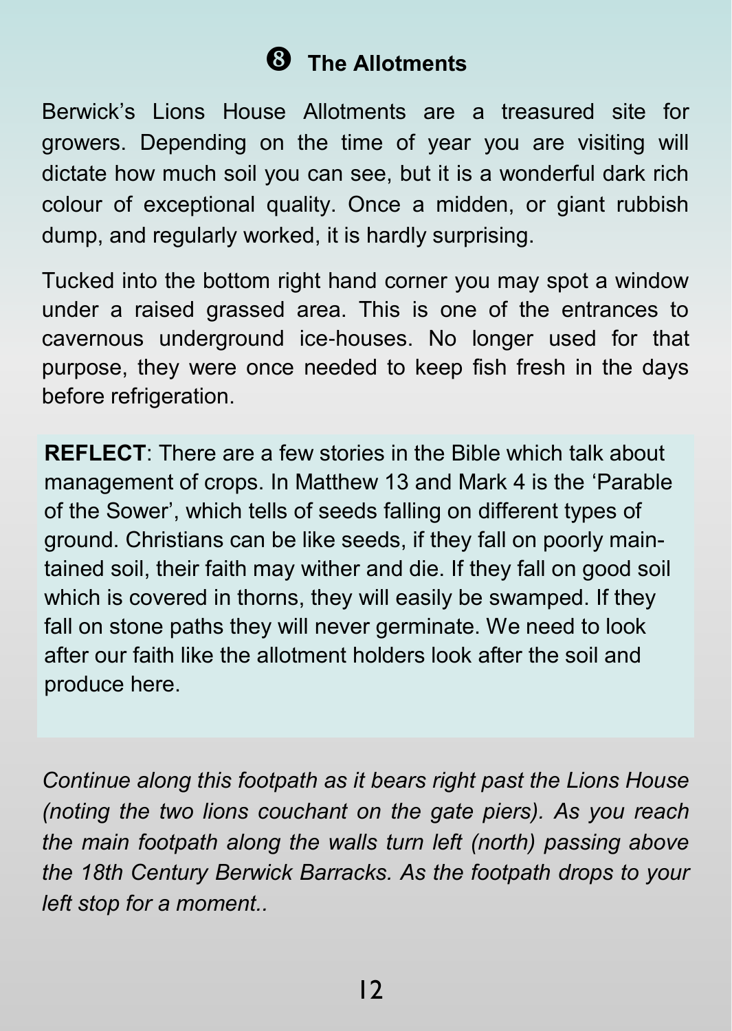## ❽ The Allotments

Berwick's Lions House Allotments are a treasured site for growers. Depending on the time of year you are visiting will dictate how much soil you can see, but it is a wonderful dark rich colour of exceptional quality. Once a midden, or giant rubbish dump, and regularly worked, it is hardly surprising.

Tucked into the bottom right hand corner you may spot a window under a raised grassed area. This is one of the entrances to cavernous underground ice-houses. No longer used for that purpose, they were once needed to keep fish fresh in the days before refrigeration.

**REFLECT**: There are a few stories in the Bible which talk about management of crops. In Matthew 13 and Mark 4 is the 'Parable of the Sower', which tells of seeds falling on different types of ground. Christians can be like seeds, if they fall on poorly maintained soil, their faith may wither and die. If they fall on good soil which is covered in thorns, they will easily be swamped. If they fall on stone paths they will never germinate. We need to look after our faith like the allotment holders look after the soil and produce here.

*Continue along this footpath as it bears right past the Lions House (noting the two lions couchant on the gate piers). As you reach the main footpath along the walls turn left (north) passing above the 18th Century Berwick Barracks. As the footpath drops to your left stop for a moment..*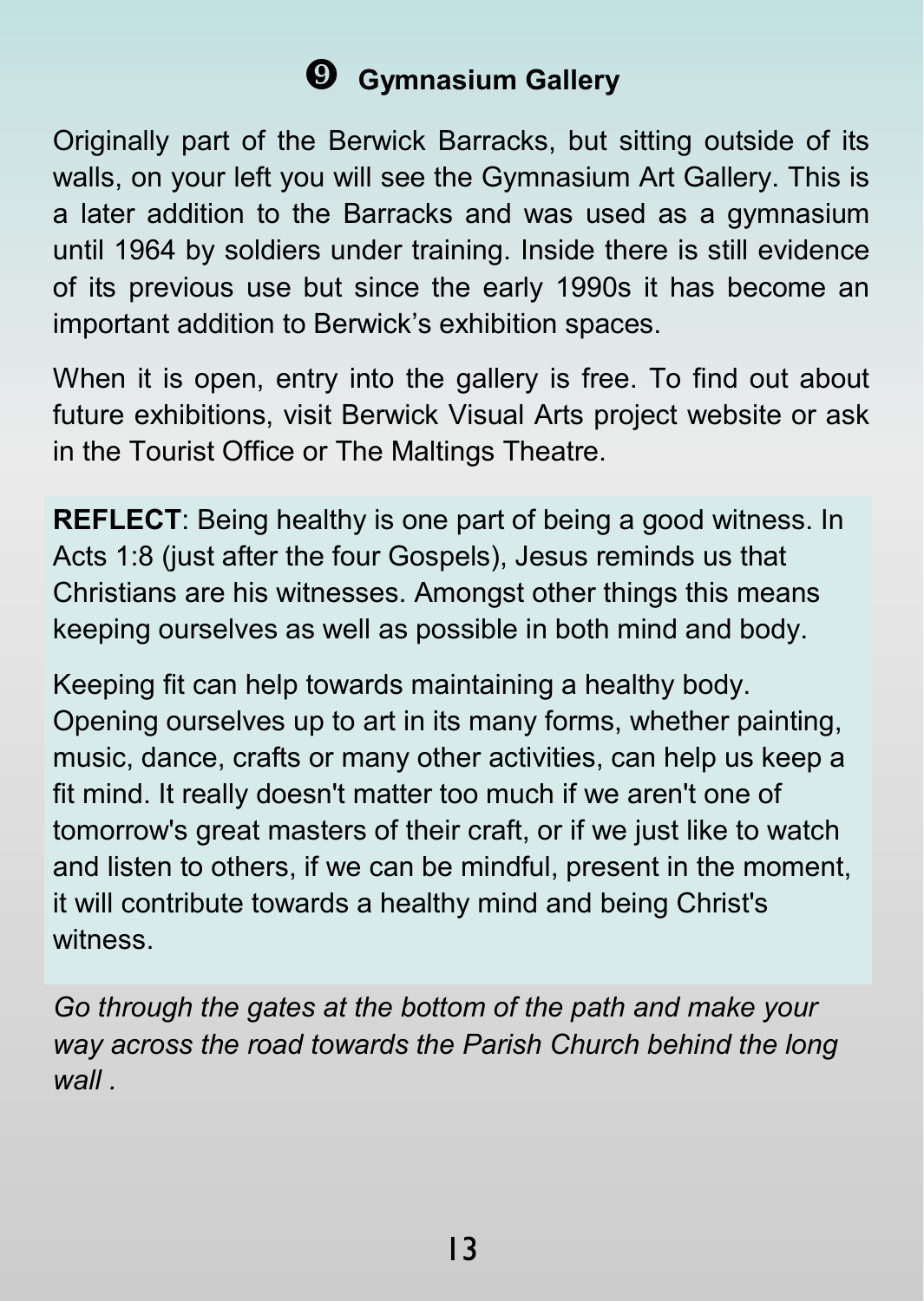## ❾ Gymnasium Gallery

Originally part of the Berwick Barracks, but sitting outside of its walls, on your left you will see the Gymnasium Art Gallery. This is a later addition to the Barracks and was used as a gymnasium until 1964 by soldiers under training. Inside there is still evidence of its previous use but since the early 1990s it has become an important addition to Berwick's exhibition spaces.

When it is open, entry into the gallery is free. To find out about future exhibitions, visit Berwick Visual Arts project website or ask in the Tourist Office or The Maltings Theatre.

**REFLECT**: Being healthy is one part of being a good witness. In Acts 1:8 (just after the four Gospels), Jesus reminds us that Christians are his witnesses. Amongst other things this means keeping ourselves as well as possible in both mind and body.

Keeping fit can help towards maintaining a healthy body. Opening ourselves up to art in its many forms, whether painting, music, dance, crafts or many other activities, can help us keep a fit mind. It really doesn't matter too much if we aren't one of tomorrow's great masters of their craft, or if we just like to watch and listen to others, if we can be mindful, present in the moment, it will contribute towards a healthy mind and being Christ's witness.

*Go through the gates at the bottom of the path and make your way across the road towards the Parish Church behind the long wall .*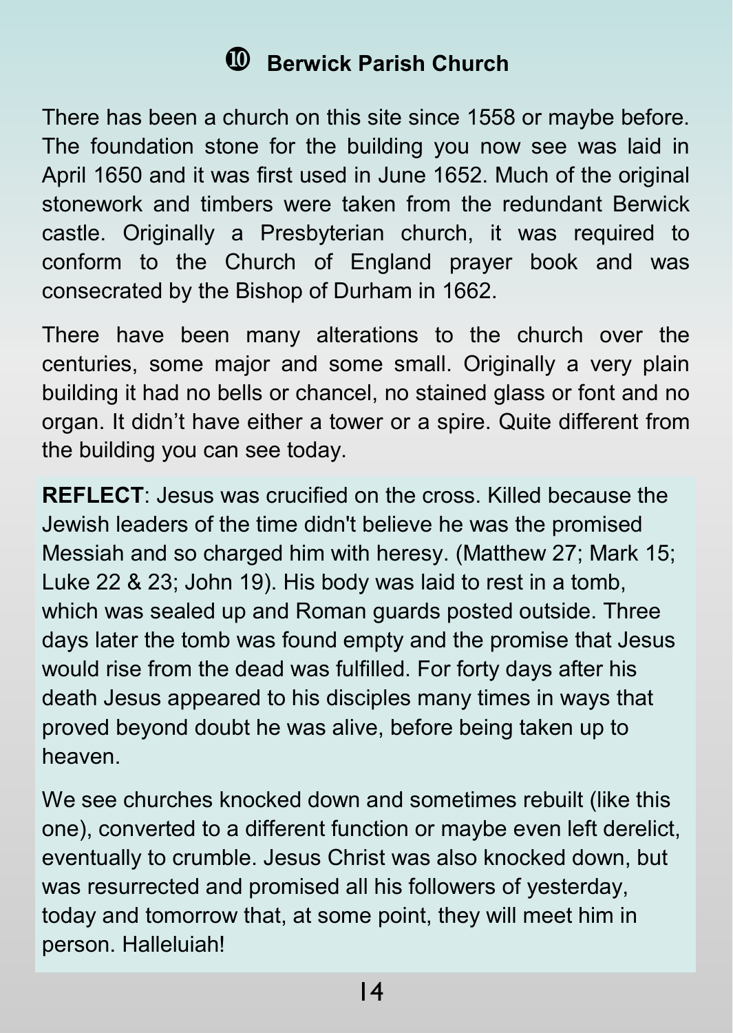## ➓ Berwick Parish Church

There has been a church on this site since 1558 or maybe before. The foundation stone for the building you now see was laid in April 1650 and it was first used in June 1652. Much of the original stonework and timbers were taken from the redundant Berwick castle. Originally a Presbyterian church, it was required to conform to the Church of England prayer book and was consecrated by the Bishop of Durham in 1662.

There have been many alterations to the church over the centuries, some major and some small. Originally a very plain building it had no bells or chancel, no stained glass or font and no organ. It didn't have either a tower or a spire. Quite different from the building you can see today.

**REFLECT**: Jesus was crucified on the cross. Killed because the Jewish leaders of the time didn't believe he was the promised Messiah and so charged him with heresy. (Matthew 27; Mark 15; Luke 22 & 23; John 19). His body was laid to rest in a tomb, which was sealed up and Roman guards posted outside. Three days later the tomb was found empty and the promise that Jesus would rise from the dead was fulfilled. For forty days after his death Jesus appeared to his disciples many times in ways that proved beyond doubt he was alive, before being taken up to heaven.

We see churches knocked down and sometimes rebuilt (like this one), converted to a different function or maybe even left derelict, eventually to crumble. Jesus Christ was also knocked down, but was resurrected and promised all his followers of yesterday, today and tomorrow that, at some point, they will meet him in person. Halleluiah!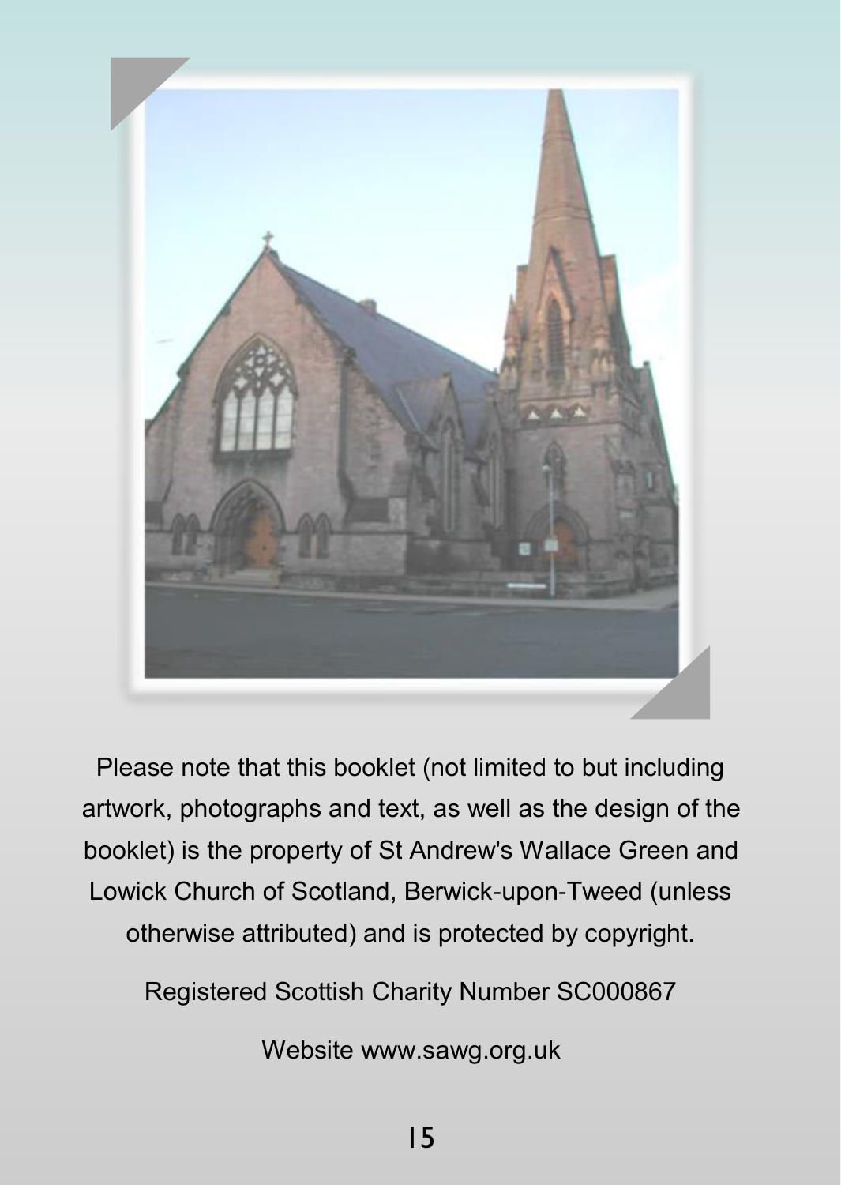Please note that this booklet (not limited to but including artwork, photographs and text, as well as the design of the booklet) is the property of St Andrew's Wallace Green and Lowick Church of Scotland, Berwick-upon-Tweed (unless otherwise attributed) and is protected by copyright.

Registered Scottish Charity Number SC000867

Website www.sawg.org.uk